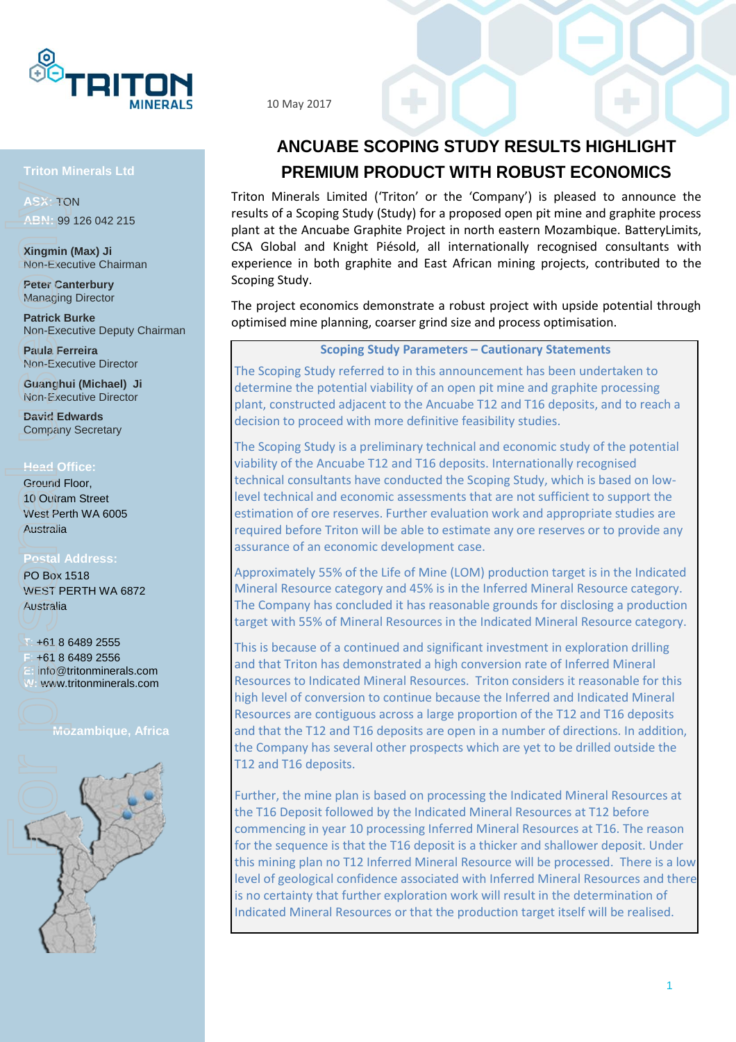**Triton Minerals Ltd**

**ASX:** TON
**ABN:** 99 126 042 215

**Xingmin (Max) Ji**
Non-Executive Chairman

**Peter Canterbury**
Managing Director

**Patrick Burke**
Non-Executive Deputy Chairman

**Paula Ferreira**
Non-Executive Director

**Guanghui (Michael) Ji**
Non-Executive Director

**David Edwards**
Company Secretary

**Head Office:**
Ground Floor,
10 Outram Street
West Perth WA 6005
Australia

**Postal Address:**
PO Box 1518
WEST PERTH WA 6872
Australia

**T:** +61 8 6489 2555
**F:** +61 8 6489 2556
**E:** info@tritonminerals.com
**W:** www.tritonminerals.com

**Mozambique, Africa**

10 May 2017

# ANCUABE SCOPING STUDY RESULTS HIGHLIGHT PREMIUM PRODUCT WITH ROBUST ECONOMICS

Triton Minerals Limited ('Triton' or the 'Company') is pleased to announce the results of a Scoping Study (Study) for a proposed open pit mine and graphite process plant at the Ancuabe Graphite Project in north eastern Mozambique. BatteryLimits, CSA Global and Knight Piésold, all internationally recognised consultants with experience in both graphite and East African mining projects, contributed to the Scoping Study.

The project economics demonstrate a robust project with upside potential through optimised mine planning, coarser grind size and process optimisation.

**Scoping Study Parameters – Cautionary Statements**

The Scoping Study referred to in this announcement has been undertaken to determine the potential viability of an open pit mine and graphite processing plant, constructed adjacent to the Ancuabe T12 and T16 deposits, and to reach a decision to proceed with more definitive feasibility studies.

The Scoping Study is a preliminary technical and economic study of the potential viability of the Ancuabe T12 and T16 deposits. Internationally recognised technical consultants have conducted the Scoping Study, which is based on low-level technical and economic assessments that are not sufficient to support the estimation of ore reserves. Further evaluation work and appropriate studies are required before Triton will be able to estimate any ore reserves or to provide any assurance of an economic development case.

Approximately 55% of the Life of Mine (LOM) production target is in the Indicated Mineral Resource category and 45% is in the Inferred Mineral Resource category. The Company has concluded it has reasonable grounds for disclosing a production target with 55% of Mineral Resources in the Indicated Mineral Resource category.

This is because of a continued and significant investment in exploration drilling and that Triton has demonstrated a high conversion rate of Inferred Mineral Resources to Indicated Mineral Resources. Triton considers it reasonable for this high level of conversion to continue because the Inferred and Indicated Mineral Resources are contiguous across a large proportion of the T12 and T16 deposits and that the T12 and T16 deposits are open in a number of directions. In addition, the Company has several other prospects which are yet to be drilled outside the T12 and T16 deposits.

Further, the mine plan is based on processing the Indicated Mineral Resources at the T16 Deposit followed by the Indicated Mineral Resources at T12 before commencing in year 10 processing Inferred Mineral Resources at T16. The reason for the sequence is that the T16 deposit is a thicker and shallower deposit. Under this mining plan no T12 Inferred Mineral Resource will be processed. There is a low level of geological confidence associated with Inferred Mineral Resources and there is no certainty that further exploration work will result in the determination of Indicated Mineral Resources or that the production target itself will be realised.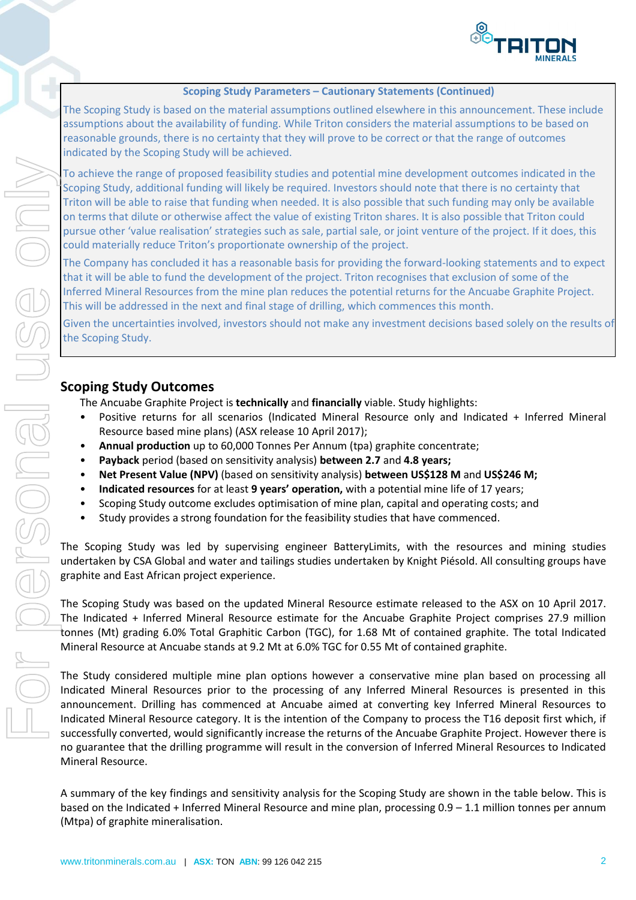**Scoping Study Parameters – Cautionary Statements (Continued)**

The Scoping Study is based on the material assumptions outlined elsewhere in this announcement. These include assumptions about the availability of funding. While Triton considers the material assumptions to be based on reasonable grounds, there is no certainty that they will prove to be correct or that the range of outcomes indicated by the Scoping Study will be achieved.

To achieve the range of proposed feasibility studies and potential mine development outcomes indicated in the Scoping Study, additional funding will likely be required. Investors should note that there is no certainty that Triton will be able to raise that funding when needed. It is also possible that such funding may only be available on terms that dilute or otherwise affect the value of existing Triton shares. It is also possible that Triton could pursue other 'value realisation' strategies such as sale, partial sale, or joint venture of the project. If it does, this could materially reduce Triton's proportionate ownership of the project.

The Company has concluded it has a reasonable basis for providing the forward-looking statements and to expect that it will be able to fund the development of the project. Triton recognises that exclusion of some of the Inferred Mineral Resources from the mine plan reduces the potential returns for the Ancuabe Graphite Project. This will be addressed in the next and final stage of drilling, which commences this month.

Given the uncertainties involved, investors should not make any investment decisions based solely on the results of the Scoping Study.

## Scoping Study Outcomes

The Ancuabe Graphite Project is **technically** and **financially** viable. Study highlights:

- Positive returns for all scenarios (Indicated Mineral Resource only and Indicated + Inferred Mineral Resource based mine plans) (ASX release 10 April 2017);
- **Annual production** up to 60,000 Tonnes Per Annum (tpa) graphite concentrate;
- **Payback** period (based on sensitivity analysis) **between 2.7** and **4.8 years;**
- **Net Present Value (NPV)** (based on sensitivity analysis) **between US$128 M** and **US$246 M;**
- **Indicated resources** for at least **9 years' operation,** with a potential mine life of 17 years;
- Scoping Study outcome excludes optimisation of mine plan, capital and operating costs; and
- Study provides a strong foundation for the feasibility studies that have commenced.

The Scoping Study was led by supervising engineer BatteryLimits, with the resources and mining studies undertaken by CSA Global and water and tailings studies undertaken by Knight Piésold. All consulting groups have graphite and East African project experience.

The Scoping Study was based on the updated Mineral Resource estimate released to the ASX on 10 April 2017. The Indicated + Inferred Mineral Resource estimate for the Ancuabe Graphite Project comprises 27.9 million tonnes (Mt) grading 6.0% Total Graphitic Carbon (TGC), for 1.68 Mt of contained graphite. The total Indicated Mineral Resource at Ancuabe stands at 9.2 Mt at 6.0% TGC for 0.55 Mt of contained graphite.

The Study considered multiple mine plan options however a conservative mine plan based on processing all Indicated Mineral Resources prior to the processing of any Inferred Mineral Resources is presented in this announcement. Drilling has commenced at Ancuabe aimed at converting key Inferred Mineral Resources to Indicated Mineral Resource category. It is the intention of the Company to process the T16 deposit first which, if successfully converted, would significantly increase the returns of the Ancuabe Graphite Project. However there is no guarantee that the drilling programme will result in the conversion of Inferred Mineral Resources to Indicated Mineral Resource.

A summary of the key findings and sensitivity analysis for the Scoping Study are shown in the table below. This is based on the Indicated + Inferred Mineral Resource and mine plan, processing 0.9 – 1.1 million tonnes per annum (Mtpa) of graphite mineralisation.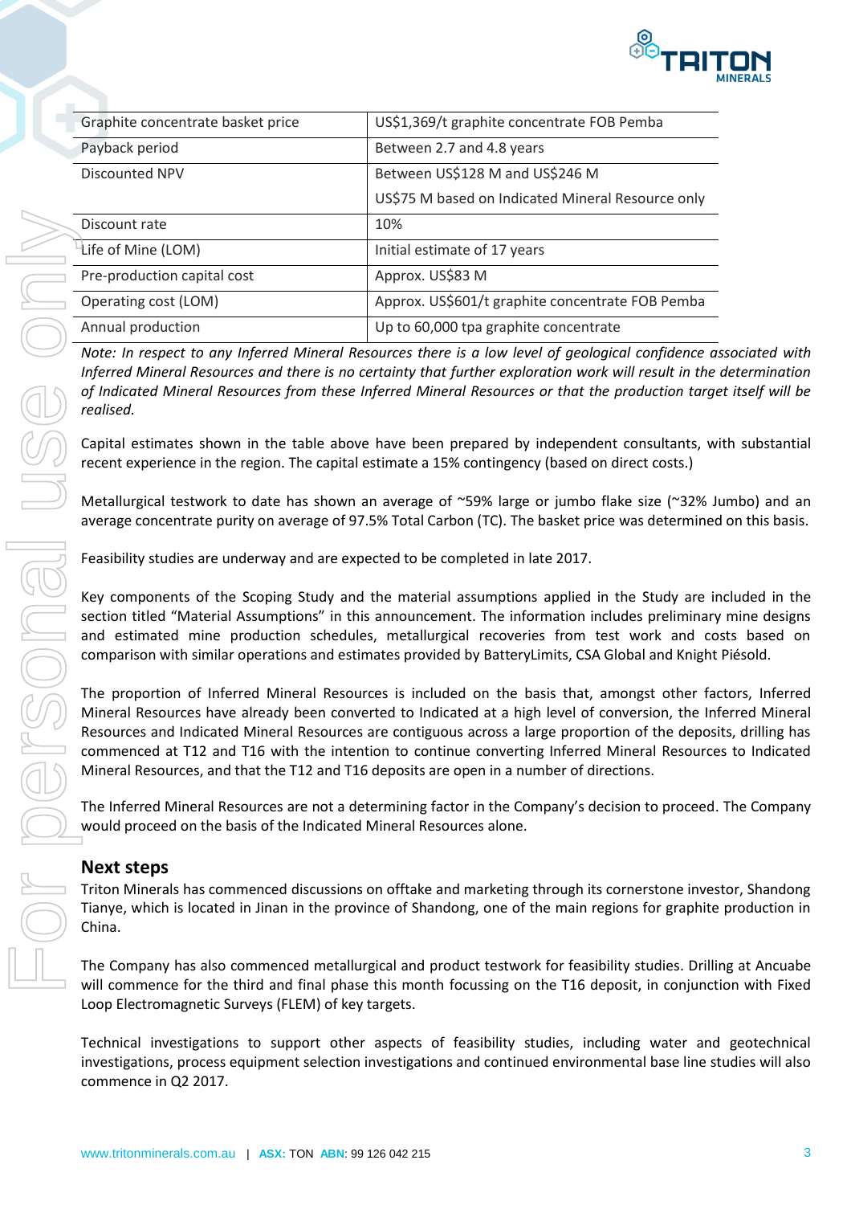| Graphite concentrate basket price | US$1,369/t graphite concentrate FOB Pemba |
|---|---|
| Payback period | Between 2.7 and 4.8 years |
| Discounted NPV | Between US$128 M and US$246 M<br>US$75 M based on Indicated Mineral Resource only |
| Discount rate | 10% |
| Life of Mine (LOM) | Initial estimate of 17 years |
| Pre-production capital cost | Approx. US$83 M |
| Operating cost (LOM) | Approx. US$601/t graphite concentrate FOB Pemba |
| Annual production | Up to 60,000 tpa graphite concentrate |

*Note: In respect to any Inferred Mineral Resources there is a low level of geological confidence associated with Inferred Mineral Resources and there is no certainty that further exploration work will result in the determination of Indicated Mineral Resources from these Inferred Mineral Resources or that the production target itself will be realised.*

Capital estimates shown in the table above have been prepared by independent consultants, with substantial recent experience in the region. The capital estimate a 15% contingency (based on direct costs.)

Metallurgical testwork to date has shown an average of ~59% large or jumbo flake size (~32% Jumbo) and an average concentrate purity on average of 97.5% Total Carbon (TC). The basket price was determined on this basis.

Feasibility studies are underway and are expected to be completed in late 2017.

Key components of the Scoping Study and the material assumptions applied in the Study are included in the section titled "Material Assumptions" in this announcement. The information includes preliminary mine designs and estimated mine production schedules, metallurgical recoveries from test work and costs based on comparison with similar operations and estimates provided by BatteryLimits, CSA Global and Knight Piésold.

The proportion of Inferred Mineral Resources is included on the basis that, amongst other factors, Inferred Mineral Resources have already been converted to Indicated at a high level of conversion, the Inferred Mineral Resources and Indicated Mineral Resources are contiguous across a large proportion of the deposits, drilling has commenced at T12 and T16 with the intention to continue converting Inferred Mineral Resources to Indicated Mineral Resources, and that the T12 and T16 deposits are open in a number of directions.

The Inferred Mineral Resources are not a determining factor in the Company's decision to proceed. The Company would proceed on the basis of the Indicated Mineral Resources alone.

## Next steps

Triton Minerals has commenced discussions on offtake and marketing through its cornerstone investor, Shandong Tianye, which is located in Jinan in the province of Shandong, one of the main regions for graphite production in China.

The Company has also commenced metallurgical and product testwork for feasibility studies. Drilling at Ancuabe will commence for the third and final phase this month focussing on the T16 deposit, in conjunction with Fixed Loop Electromagnetic Surveys (FLEM) of key targets.

Technical investigations to support other aspects of feasibility studies, including water and geotechnical investigations, process equipment selection investigations and continued environmental base line studies will also commence in Q2 2017.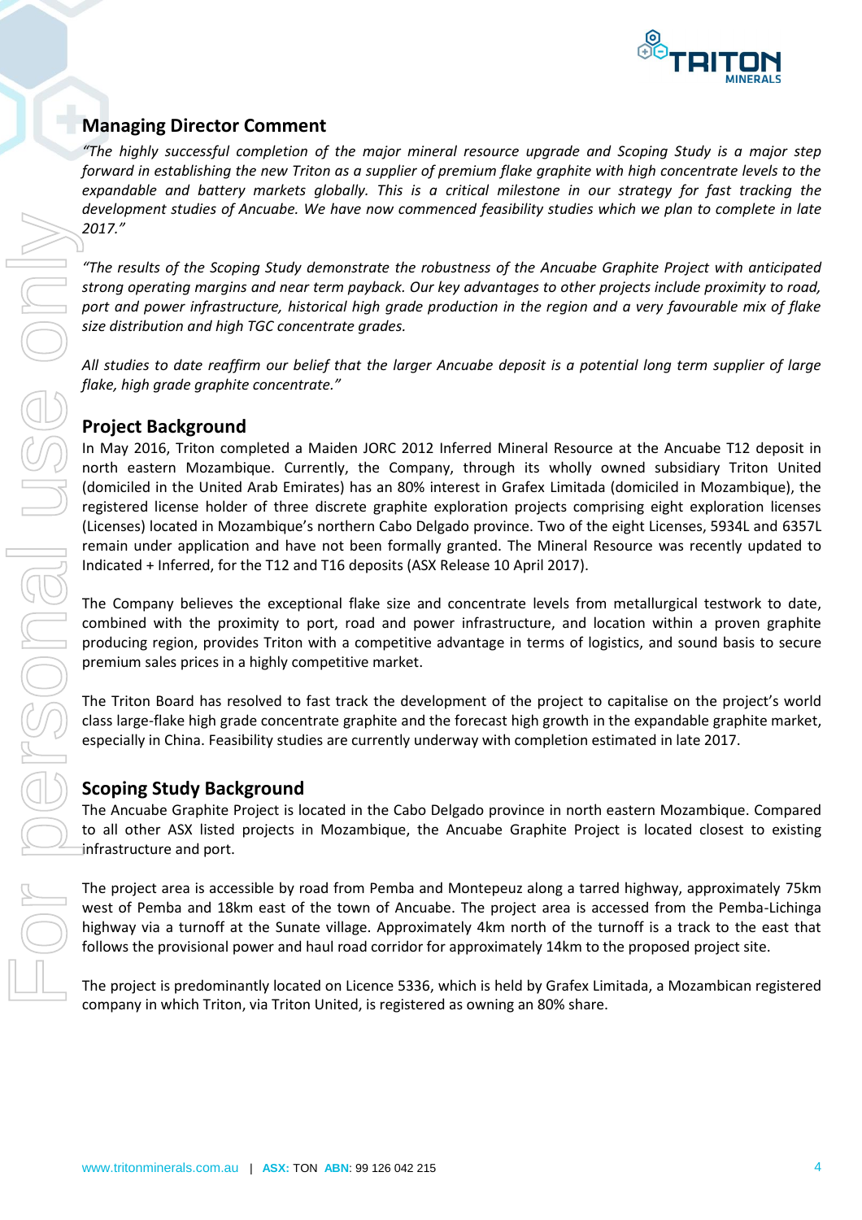## Managing Director Comment

*"The highly successful completion of the major mineral resource upgrade and Scoping Study is a major step forward in establishing the new Triton as a supplier of premium flake graphite with high concentrate levels to the expandable and battery markets globally. This is a critical milestone in our strategy for fast tracking the development studies of Ancuabe. We have now commenced feasibility studies which we plan to complete in late 2017."*

*"The results of the Scoping Study demonstrate the robustness of the Ancuabe Graphite Project with anticipated strong operating margins and near term payback. Our key advantages to other projects include proximity to road, port and power infrastructure, historical high grade production in the region and a very favourable mix of flake size distribution and high TGC concentrate grades.*

*All studies to date reaffirm our belief that the larger Ancuabe deposit is a potential long term supplier of large flake, high grade graphite concentrate."*

## Project Background

In May 2016, Triton completed a Maiden JORC 2012 Inferred Mineral Resource at the Ancuabe T12 deposit in north eastern Mozambique. Currently, the Company, through its wholly owned subsidiary Triton United (domiciled in the United Arab Emirates) has an 80% interest in Grafex Limitada (domiciled in Mozambique), the registered license holder of three discrete graphite exploration projects comprising eight exploration licenses (Licenses) located in Mozambique's northern Cabo Delgado province. Two of the eight Licenses, 5934L and 6357L remain under application and have not been formally granted. The Mineral Resource was recently updated to Indicated + Inferred, for the T12 and T16 deposits (ASX Release 10 April 2017).

The Company believes the exceptional flake size and concentrate levels from metallurgical testwork to date, combined with the proximity to port, road and power infrastructure, and location within a proven graphite producing region, provides Triton with a competitive advantage in terms of logistics, and sound basis to secure premium sales prices in a highly competitive market.

The Triton Board has resolved to fast track the development of the project to capitalise on the project's world class large-flake high grade concentrate graphite and the forecast high growth in the expandable graphite market, especially in China. Feasibility studies are currently underway with completion estimated in late 2017.

## Scoping Study Background

The Ancuabe Graphite Project is located in the Cabo Delgado province in north eastern Mozambique. Compared to all other ASX listed projects in Mozambique, the Ancuabe Graphite Project is located closest to existing infrastructure and port.

The project area is accessible by road from Pemba and Montepeuz along a tarred highway, approximately 75km west of Pemba and 18km east of the town of Ancuabe. The project area is accessed from the Pemba-Lichinga highway via a turnoff at the Sunate village. Approximately 4km north of the turnoff is a track to the east that follows the provisional power and haul road corridor for approximately 14km to the proposed project site.

The project is predominantly located on Licence 5336, which is held by Grafex Limitada, a Mozambican registered company in which Triton, via Triton United, is registered as owning an 80% share.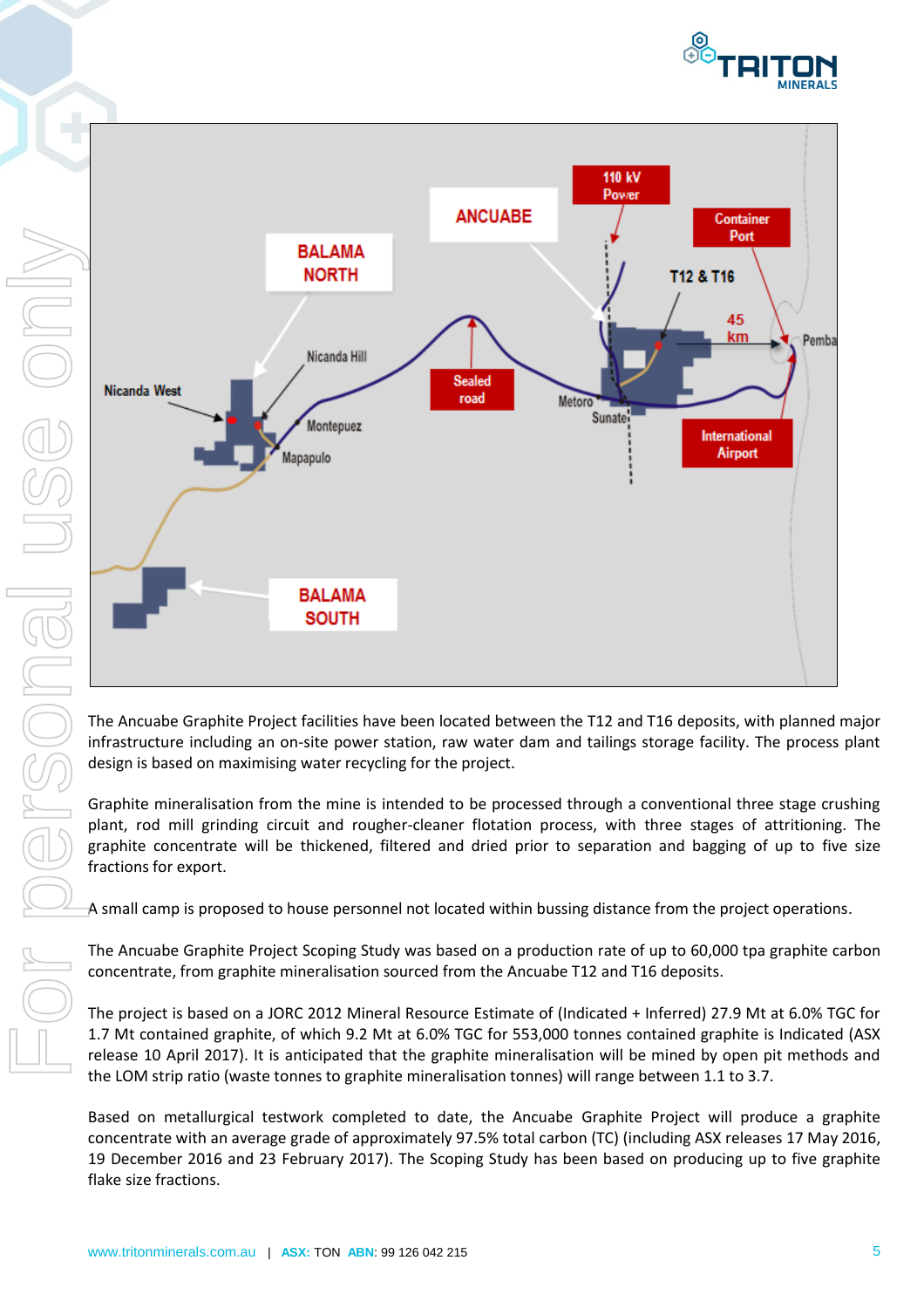The Ancuabe Graphite Project facilities have been located between the T12 and T16 deposits, with planned major infrastructure including an on-site power station, raw water dam and tailings storage facility. The process plant design is based on maximising water recycling for the project.

Graphite mineralisation from the mine is intended to be processed through a conventional three stage crushing plant, rod mill grinding circuit and rougher-cleaner flotation process, with three stages of attritioning. The graphite concentrate will be thickened, filtered and dried prior to separation and bagging of up to five size fractions for export.

A small camp is proposed to house personnel not located within bussing distance from the project operations.

The Ancuabe Graphite Project Scoping Study was based on a production rate of up to 60,000 tpa graphite carbon concentrate, from graphite mineralisation sourced from the Ancuabe T12 and T16 deposits.

The project is based on a JORC 2012 Mineral Resource Estimate of (Indicated + Inferred) 27.9 Mt at 6.0% TGC for 1.7 Mt contained graphite, of which 9.2 Mt at 6.0% TGC for 553,000 tonnes contained graphite is Indicated (ASX release 10 April 2017). It is anticipated that the graphite mineralisation will be mined by open pit methods and the LOM strip ratio (waste tonnes to graphite mineralisation tonnes) will range between 1.1 to 3.7.

Based on metallurgical testwork completed to date, the Ancuabe Graphite Project will produce a graphite concentrate with an average grade of approximately 97.5% total carbon (TC) (including ASX releases 17 May 2016, 19 December 2016 and 23 February 2017). The Scoping Study has been based on producing up to five graphite flake size fractions.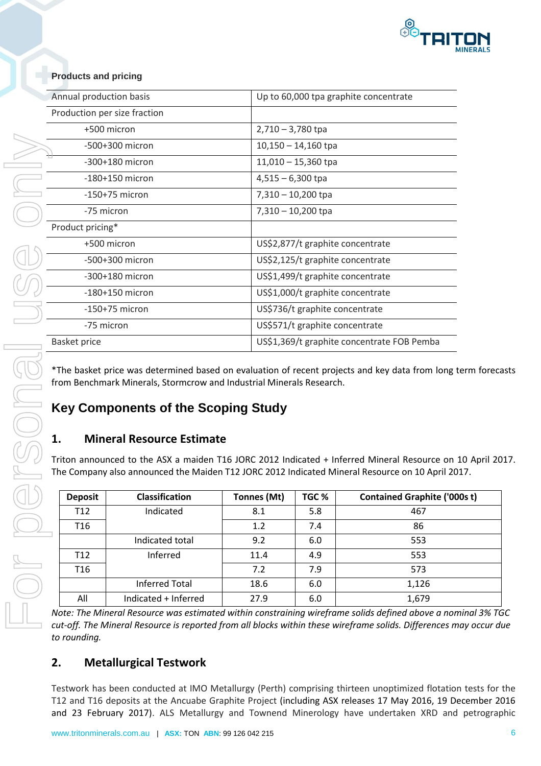**Products and pricing**

| Annual production basis | Up to 60,000 tpa graphite concentrate |
|---|---|
| Production per size fraction | |
| +500 micron | 2,710 – 3,780 tpa |
| -500+300 micron | 10,150 – 14,160 tpa |
| -300+180 micron | 11,010 – 15,360 tpa |
| -180+150 micron | 4,515 – 6,300 tpa |
| -150+75 micron | 7,310 – 10,200 tpa |
| -75 micron | 7,310 – 10,200 tpa |
| Product pricing* | |
| +500 micron | US$2,877/t graphite concentrate |
| -500+300 micron | US$2,125/t graphite concentrate |
| -300+180 micron | US$1,499/t graphite concentrate |
| -180+150 micron | US$1,000/t graphite concentrate |
| -150+75 micron | US$736/t graphite concentrate |
| -75 micron | US$571/t graphite concentrate |
| Basket price | US$1,369/t graphite concentrate FOB Pemba |

*The basket price was determined based on evaluation of recent projects and key data from long term forecasts from Benchmark Minerals, Stormcrow and Industrial Minerals Research.

# Key Components of the Scoping Study

## 1. Mineral Resource Estimate

Triton announced to the ASX a maiden T16 JORC 2012 Indicated + Inferred Mineral Resource on 10 April 2017. The Company also announced the Maiden T12 JORC 2012 Indicated Mineral Resource on 10 April 2017.

| Deposit | Classification | Tonnes (Mt) | TGC % | Contained Graphite ('000s t) |
|---|---|---|---|---|
| T12 | Indicated | 8.1 | 5.8 | 467 |
| T16 | | 1.2 | 7.4 | 86 |
| | Indicated total | 9.2 | 6.0 | 553 |
| T12 | Inferred | 11.4 | 4.9 | 553 |
| T16 | | 7.2 | 7.9 | 573 |
| | Inferred Total | 18.6 | 6.0 | 1,126 |
| All | Indicated + Inferred | 27.9 | 6.0 | 1,679 |

*Note: The Mineral Resource was estimated within constraining wireframe solids defined above a nominal 3% TGC cut-off. The Mineral Resource is reported from all blocks within these wireframe solids. Differences may occur due to rounding.*

## 2. Metallurgical Testwork

Testwork has been conducted at IMO Metallurgy (Perth) comprising thirteen unoptimized flotation tests for the T12 and T16 deposits at the Ancuabe Graphite Project (including ASX releases 17 May 2016, 19 December 2016 and 23 February 2017). ALS Metallurgy and Townend Minerology have undertaken XRD and petrographic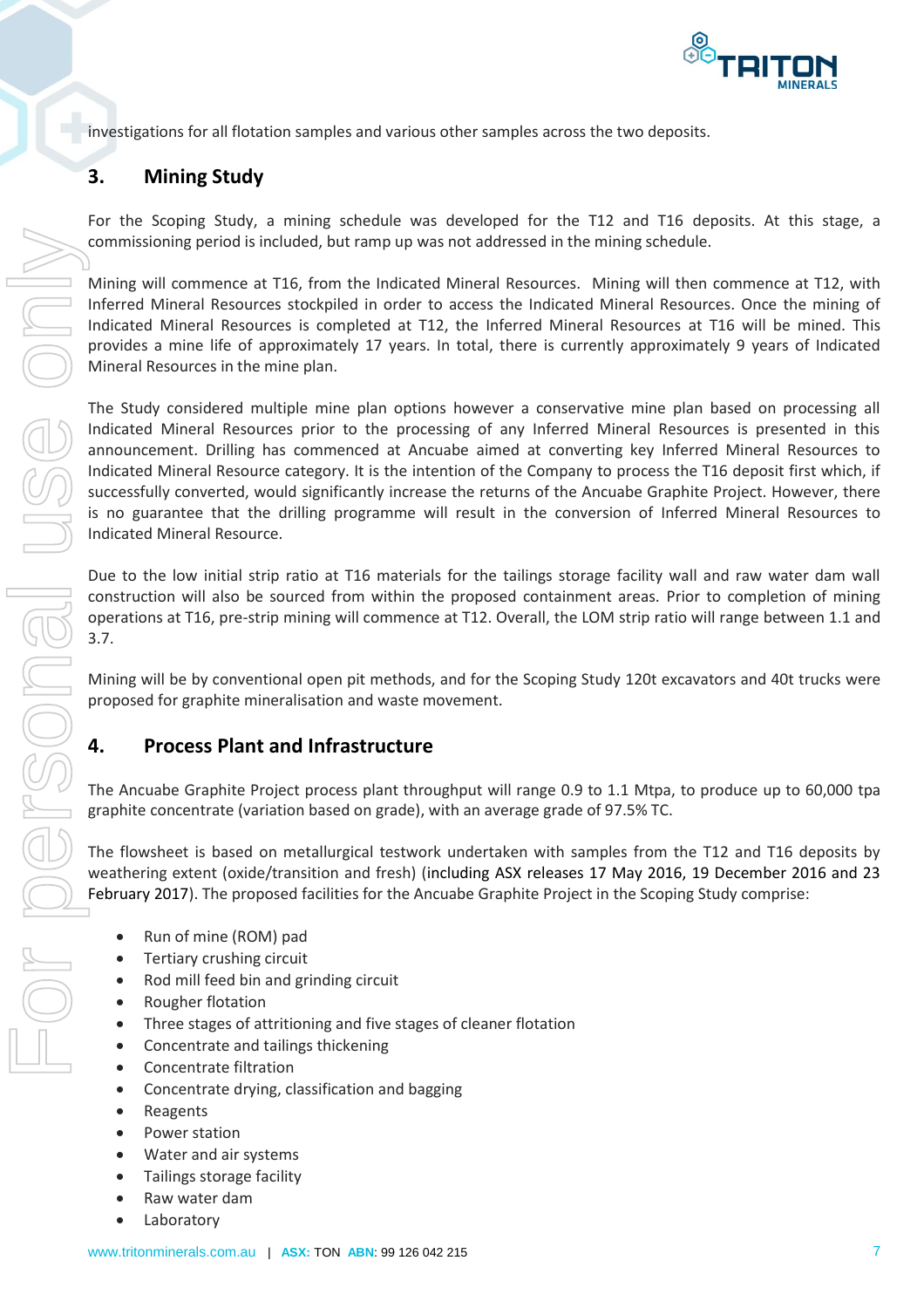investigations for all flotation samples and various other samples across the two deposits.

## 3. Mining Study

For the Scoping Study, a mining schedule was developed for the T12 and T16 deposits. At this stage, a commissioning period is included, but ramp up was not addressed in the mining schedule.

Mining will commence at T16, from the Indicated Mineral Resources. Mining will then commence at T12, with Inferred Mineral Resources stockpiled in order to access the Indicated Mineral Resources. Once the mining of Indicated Mineral Resources is completed at T12, the Inferred Mineral Resources at T16 will be mined. This provides a mine life of approximately 17 years. In total, there is currently approximately 9 years of Indicated Mineral Resources in the mine plan.

The Study considered multiple mine plan options however a conservative mine plan based on processing all Indicated Mineral Resources prior to the processing of any Inferred Mineral Resources is presented in this announcement. Drilling has commenced at Ancuabe aimed at converting key Inferred Mineral Resources to Indicated Mineral Resource category. It is the intention of the Company to process the T16 deposit first which, if successfully converted, would significantly increase the returns of the Ancuabe Graphite Project. However, there is no guarantee that the drilling programme will result in the conversion of Inferred Mineral Resources to Indicated Mineral Resource.

Due to the low initial strip ratio at T16 materials for the tailings storage facility wall and raw water dam wall construction will also be sourced from within the proposed containment areas. Prior to completion of mining operations at T16, pre-strip mining will commence at T12. Overall, the LOM strip ratio will range between 1.1 and 3.7.

Mining will be by conventional open pit methods, and for the Scoping Study 120t excavators and 40t trucks were proposed for graphite mineralisation and waste movement.

## 4. Process Plant and Infrastructure

The Ancuabe Graphite Project process plant throughput will range 0.9 to 1.1 Mtpa, to produce up to 60,000 tpa graphite concentrate (variation based on grade), with an average grade of 97.5% TC.

The flowsheet is based on metallurgical testwork undertaken with samples from the T12 and T16 deposits by weathering extent (oxide/transition and fresh) (including ASX releases 17 May 2016, 19 December 2016 and 23 February 2017). The proposed facilities for the Ancuabe Graphite Project in the Scoping Study comprise:

- Run of mine (ROM) pad
- Tertiary crushing circuit
- Rod mill feed bin and grinding circuit
- Rougher flotation
- Three stages of attritioning and five stages of cleaner flotation
- Concentrate and tailings thickening
- Concentrate filtration
- Concentrate drying, classification and bagging
- Reagents
- Power station
- Water and air systems
- Tailings storage facility
- Raw water dam
- Laboratory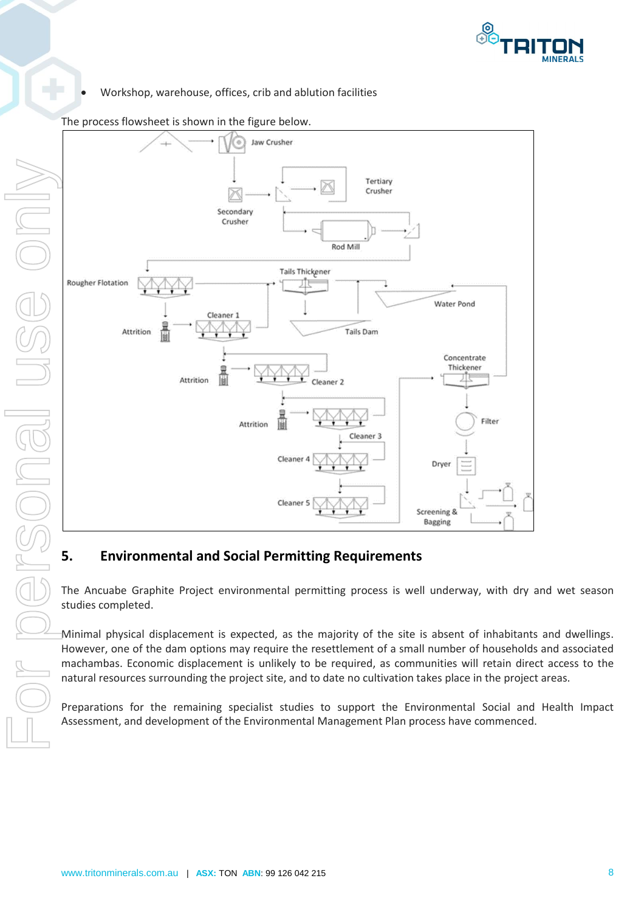- Workshop, warehouse, offices, crib and ablution facilities

The process flowsheet is shown in the figure below.

## 5. Environmental and Social Permitting Requirements

The Ancuabe Graphite Project environmental permitting process is well underway, with dry and wet season studies completed.

Minimal physical displacement is expected, as the majority of the site is absent of inhabitants and dwellings. However, one of the dam options may require the resettlement of a small number of households and associated machambas. Economic displacement is unlikely to be required, as communities will retain direct access to the natural resources surrounding the project site, and to date no cultivation takes place in the project areas.

Preparations for the remaining specialist studies to support the Environmental Social and Health Impact Assessment, and development of the Environmental Management Plan process have commenced.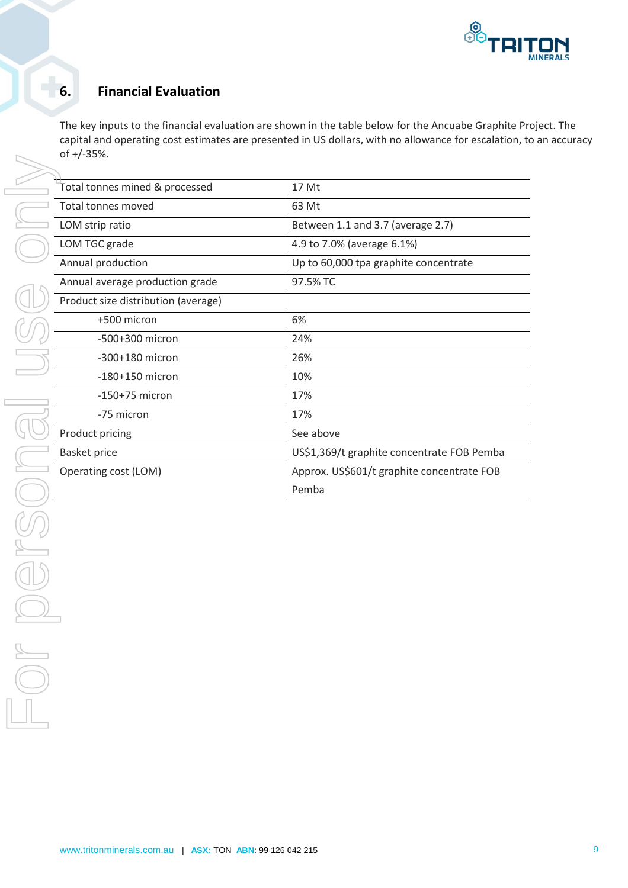## 6. Financial Evaluation

The key inputs to the financial evaluation are shown in the table below for the Ancuabe Graphite Project. The capital and operating cost estimates are presented in US dollars, with no allowance for escalation, to an accuracy of +/-35%.

| | |
|---|---|
| Total tonnes mined & processed | 17 Mt |
| Total tonnes moved | 63 Mt |
| LOM strip ratio | Between 1.1 and 3.7 (average 2.7) |
| LOM TGC grade | 4.9 to 7.0% (average 6.1%) |
| Annual production | Up to 60,000 tpa graphite concentrate |
| Annual average production grade | 97.5% TC |
| Product size distribution (average) | |
| +500 micron | 6% |
| -500+300 micron | 24% |
| -300+180 micron | 26% |
| -180+150 micron | 10% |
| -150+75 micron | 17% |
| -75 micron | 17% |
| Product pricing | See above |
| Basket price | US$1,369/t graphite concentrate FOB Pemba |
| Operating cost (LOM) | Approx. US$601/t graphite concentrate FOB Pemba |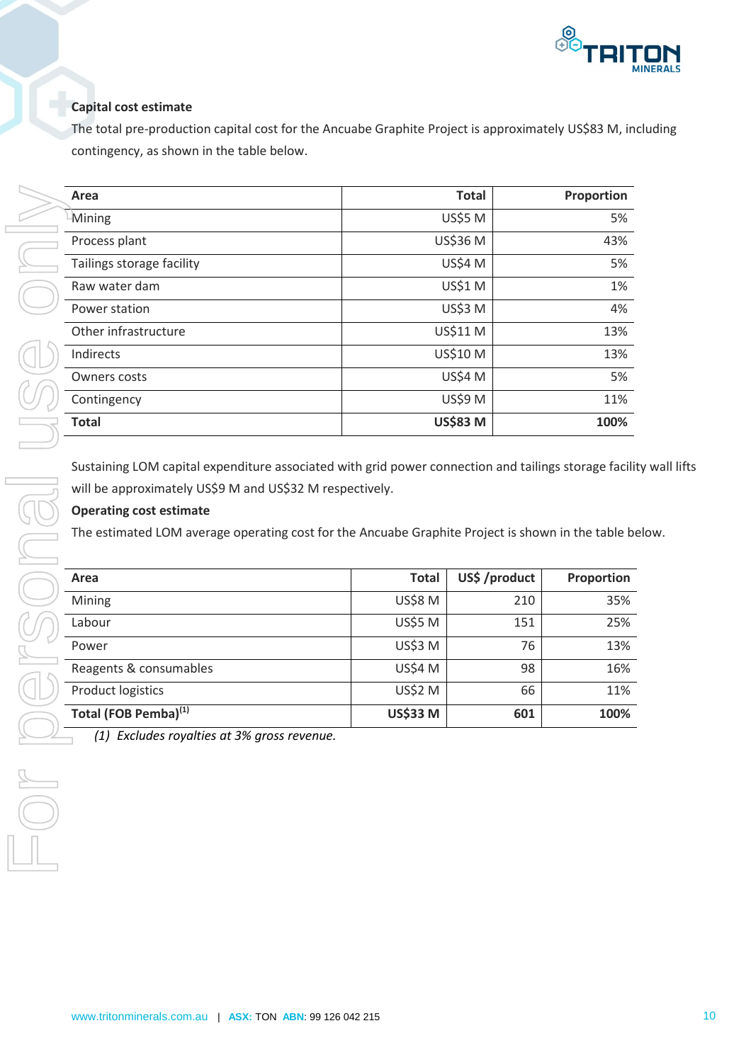**Capital cost estimate**

The total pre-production capital cost for the Ancuabe Graphite Project is approximately US$83 M, including contingency, as shown in the table below.

| Area | Total | Proportion |
|---|---|---|
| Mining | US$5 M | 5% |
| Process plant | US$36 M | 43% |
| Tailings storage facility | US$4 M | 5% |
| Raw water dam | US$1 M | 1% |
| Power station | US$3 M | 4% |
| Other infrastructure | US$11 M | 13% |
| Indirects | US$10 M | 13% |
| Owners costs | US$4 M | 5% |
| Contingency | US$9 M | 11% |
| **Total** | **US$83 M** | **100%** |

Sustaining LOM capital expenditure associated with grid power connection and tailings storage facility wall lifts will be approximately US$9 M and US$32 M respectively.

**Operating cost estimate**

The estimated LOM average operating cost for the Ancuabe Graphite Project is shown in the table below.

| Area | Total | US$ /product | Proportion |
|---|---|---|---|
| Mining | US$8 M | 210 | 35% |
| Labour | US$5 M | 151 | 25% |
| Power | US$3 M | 76 | 13% |
| Reagents & consumables | US$4 M | 98 | 16% |
| Product logistics | US$2 M | 66 | 11% |
| **Total (FOB Pemba)[1]** | **US$33 M** | **601** | **100%** |

*(1) Excludes royalties at 3% gross revenue.*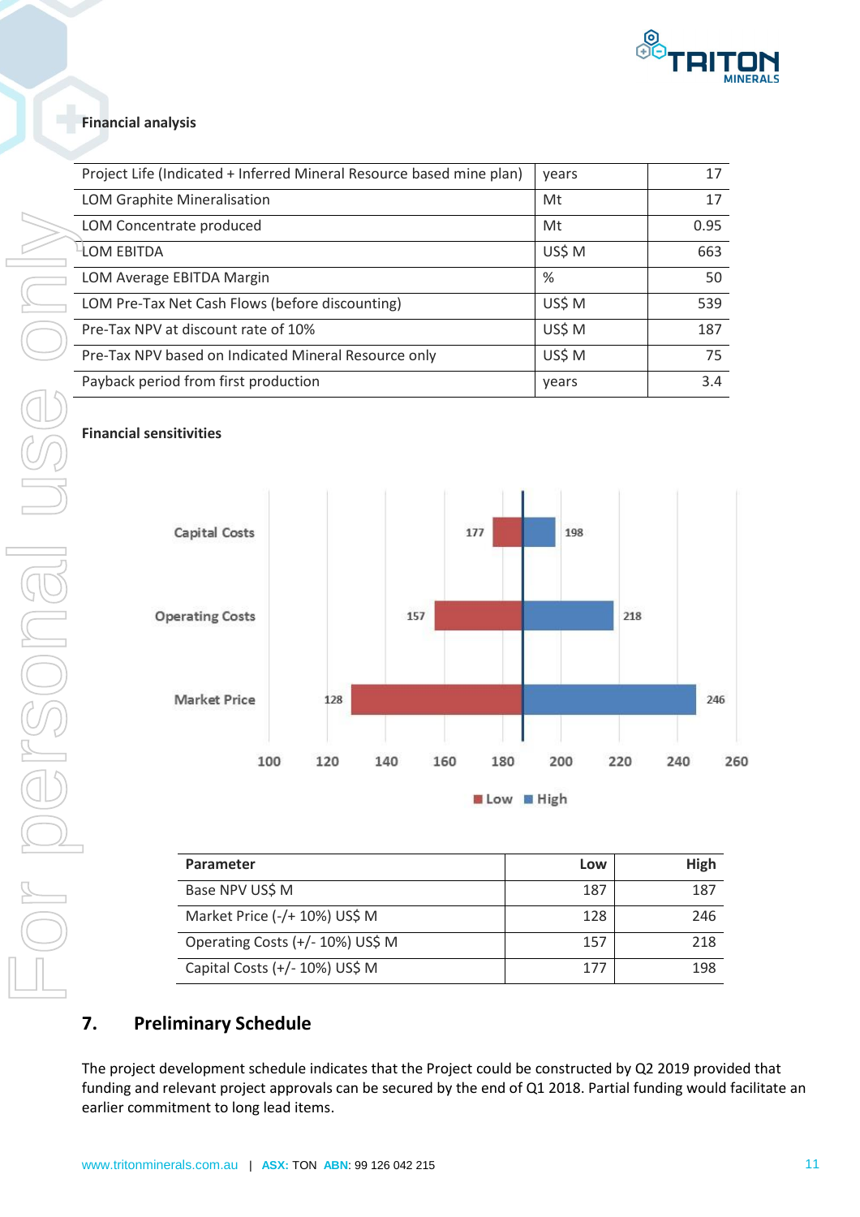**Financial analysis**

| Project Life (Indicated + Inferred Mineral Resource based mine plan) | years | 17 |
|---|---|---|
| LOM Graphite Mineralisation | Mt | 17 |
| LOM Concentrate produced | Mt | 0.95 |
| LOM EBITDA | US$ M | 663 |
| LOM Average EBITDA Margin | % | 50 |
| LOM Pre-Tax Net Cash Flows (before discounting) | US$ M | 539 |
| Pre-Tax NPV at discount rate of 10% | US$ M | 187 |
| Pre-Tax NPV based on Indicated Mineral Resource only | US$ M | 75 |
| Payback period from first production | years | 3.4 |

**Financial sensitivities**

| Parameter | Low | High |
|---|---|---|
| Base NPV US$ M | 187 | 187 |
| Market Price (-/+ 10%) US$ M | 128 | 246 |
| Operating Costs (+/- 10%) US$ M | 157 | 218 |
| Capital Costs (+/- 10%) US$ M | 177 | 198 |

## 7. Preliminary Schedule

The project development schedule indicates that the Project could be constructed by Q2 2019 provided that funding and relevant project approvals can be secured by the end of Q1 2018. Partial funding would facilitate an earlier commitment to long lead items.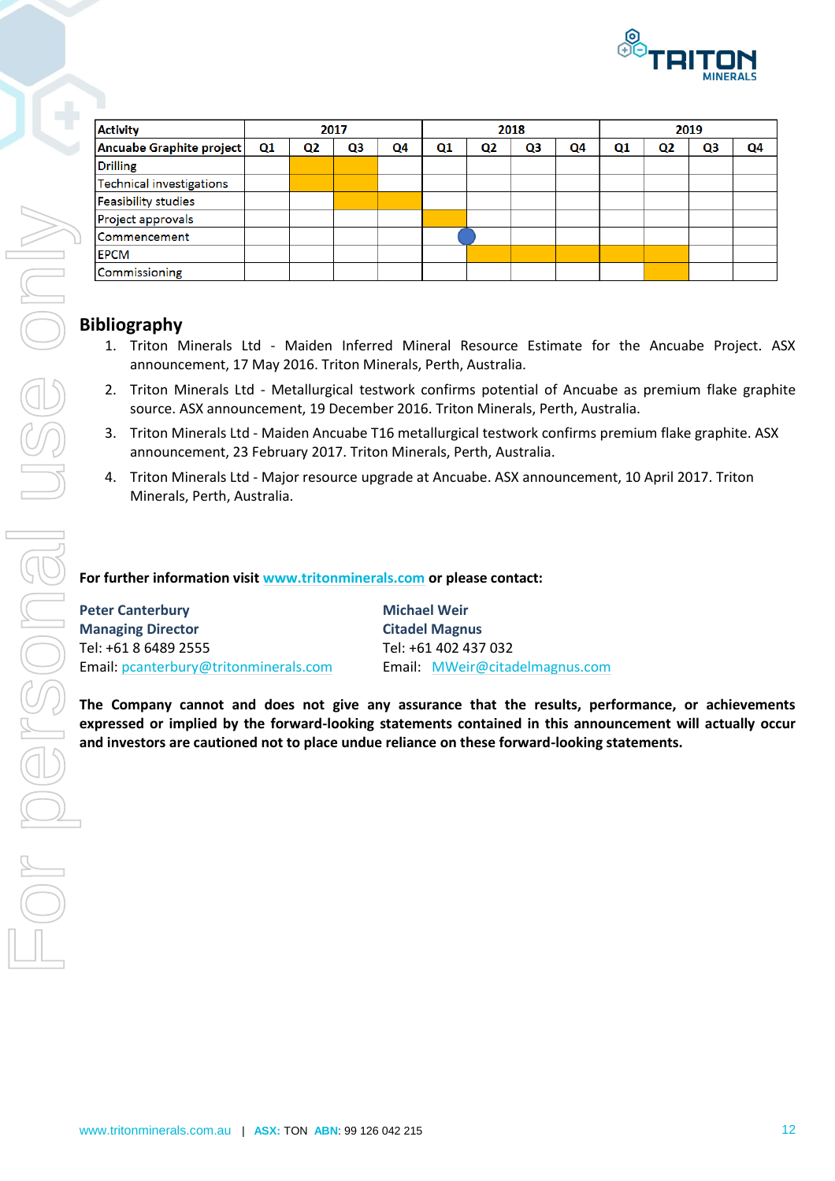| Activity | 2017 | | | | 2018 | | | | 2019 | | | |
|---|---|---|---|---|---|---|---|---|---|---|---|---|
| Ancuabe Graphite project | Q1 | Q2 | Q3 | Q4 | Q1 | Q2 | Q3 | Q4 | Q1 | Q2 | Q3 | Q4 |
| Drilling | | ■ | ■ | | | | | | | | | |
| Technical investigations | | ■ | ■ | | | | | | | | | |
| Feasibility studies | | | ■ | ■ | | | | | | | | |
| Project approvals | | | | | ■ | | | | | | | |
| Commencement | | | | | ● | | | | | | | |
| EPCM | | | | | | ■ | ■ | ■ | ■ | ■ | | |
| Commissioning | | | | | | | | | | ■ | | |

## Bibliography

1. Triton Minerals Ltd - Maiden Inferred Mineral Resource Estimate for the Ancuabe Project. ASX announcement, 17 May 2016. Triton Minerals, Perth, Australia.
2. Triton Minerals Ltd - Metallurgical testwork confirms potential of Ancuabe as premium flake graphite source. ASX announcement, 19 December 2016. Triton Minerals, Perth, Australia.
3. Triton Minerals Ltd - Maiden Ancuabe T16 metallurgical testwork confirms premium flake graphite. ASX announcement, 23 February 2017. Triton Minerals, Perth, Australia.
4. Triton Minerals Ltd - Major resource upgrade at Ancuabe. ASX announcement, 10 April 2017. Triton Minerals, Perth, Australia.

**For further information visit www.tritonminerals.com or please contact:**

**Peter Canterbury**
**Managing Director**
Tel: +61 8 6489 2555
Email: pcanterbury@tritonminerals.com

**Michael Weir**
**Citadel Magnus**
Tel: +61 402 437 032
Email: MWeir@citadelmagnus.com

**The Company cannot and does not give any assurance that the results, performance, or achievements expressed or implied by the forward-looking statements contained in this announcement will actually occur and investors are cautioned not to place undue reliance on these forward-looking statements.**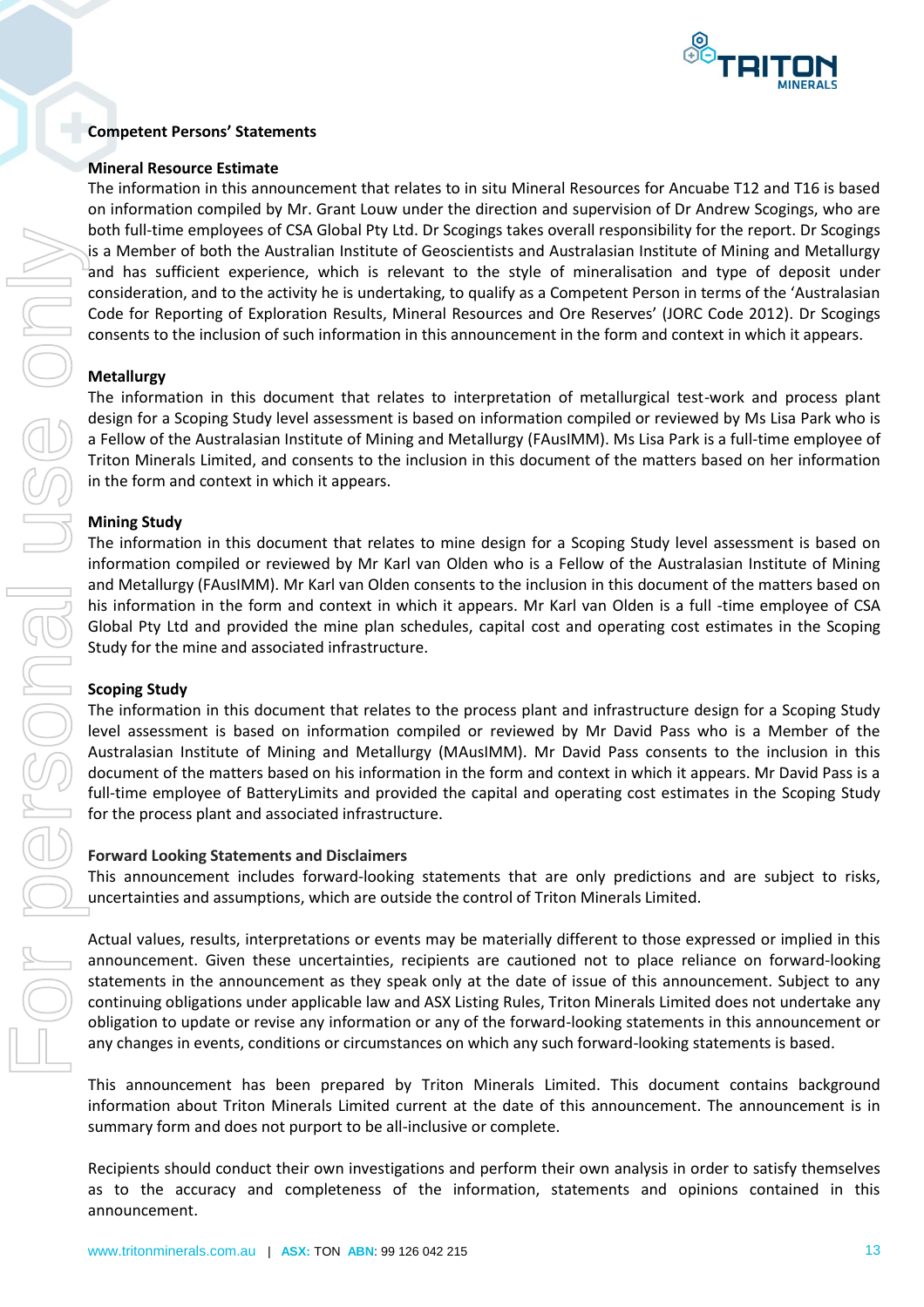## Competent Persons' Statements

### Mineral Resource Estimate

The information in this announcement that relates to in situ Mineral Resources for Ancuabe T12 and T16 is based on information compiled by Mr. Grant Louw under the direction and supervision of Dr Andrew Scogings, who are both full-time employees of CSA Global Pty Ltd. Dr Scogings takes overall responsibility for the report. Dr Scogings is a Member of both the Australian Institute of Geoscientists and Australasian Institute of Mining and Metallurgy and has sufficient experience, which is relevant to the style of mineralisation and type of deposit under consideration, and to the activity he is undertaking, to qualify as a Competent Person in terms of the 'Australasian Code for Reporting of Exploration Results, Mineral Resources and Ore Reserves' (JORC Code 2012). Dr Scogings consents to the inclusion of such information in this announcement in the form and context in which it appears.

### Metallurgy

The information in this document that relates to interpretation of metallurgical test-work and process plant design for a Scoping Study level assessment is based on information compiled or reviewed by Ms Lisa Park who is a Fellow of the Australasian Institute of Mining and Metallurgy (FAusIMM). Ms Lisa Park is a full-time employee of Triton Minerals Limited, and consents to the inclusion in this document of the matters based on her information in the form and context in which it appears.

### Mining Study

The information in this document that relates to mine design for a Scoping Study level assessment is based on information compiled or reviewed by Mr Karl van Olden who is a Fellow of the Australasian Institute of Mining and Metallurgy (FAusIMM). Mr Karl van Olden consents to the inclusion in this document of the matters based on his information in the form and context in which it appears. Mr Karl van Olden is a full -time employee of CSA Global Pty Ltd and provided the mine plan schedules, capital cost and operating cost estimates in the Scoping Study for the mine and associated infrastructure.

### Scoping Study

The information in this document that relates to the process plant and infrastructure design for a Scoping Study level assessment is based on information compiled or reviewed by Mr David Pass who is a Member of the Australasian Institute of Mining and Metallurgy (MAusIMM). Mr David Pass consents to the inclusion in this document of the matters based on his information in the form and context in which it appears. Mr David Pass is a full-time employee of BatteryLimits and provided the capital and operating cost estimates in the Scoping Study for the process plant and associated infrastructure.

### Forward Looking Statements and Disclaimers

This announcement includes forward-looking statements that are only predictions and are subject to risks, uncertainties and assumptions, which are outside the control of Triton Minerals Limited.

Actual values, results, interpretations or events may be materially different to those expressed or implied in this announcement. Given these uncertainties, recipients are cautioned not to place reliance on forward-looking statements in the announcement as they speak only at the date of issue of this announcement. Subject to any continuing obligations under applicable law and ASX Listing Rules, Triton Minerals Limited does not undertake any obligation to update or revise any information or any of the forward-looking statements in this announcement or any changes in events, conditions or circumstances on which any such forward-looking statements is based.

This announcement has been prepared by Triton Minerals Limited. This document contains background information about Triton Minerals Limited current at the date of this announcement. The announcement is in summary form and does not purport to be all-inclusive or complete.

Recipients should conduct their own investigations and perform their own analysis in order to satisfy themselves as to the accuracy and completeness of the information, statements and opinions contained in this announcement.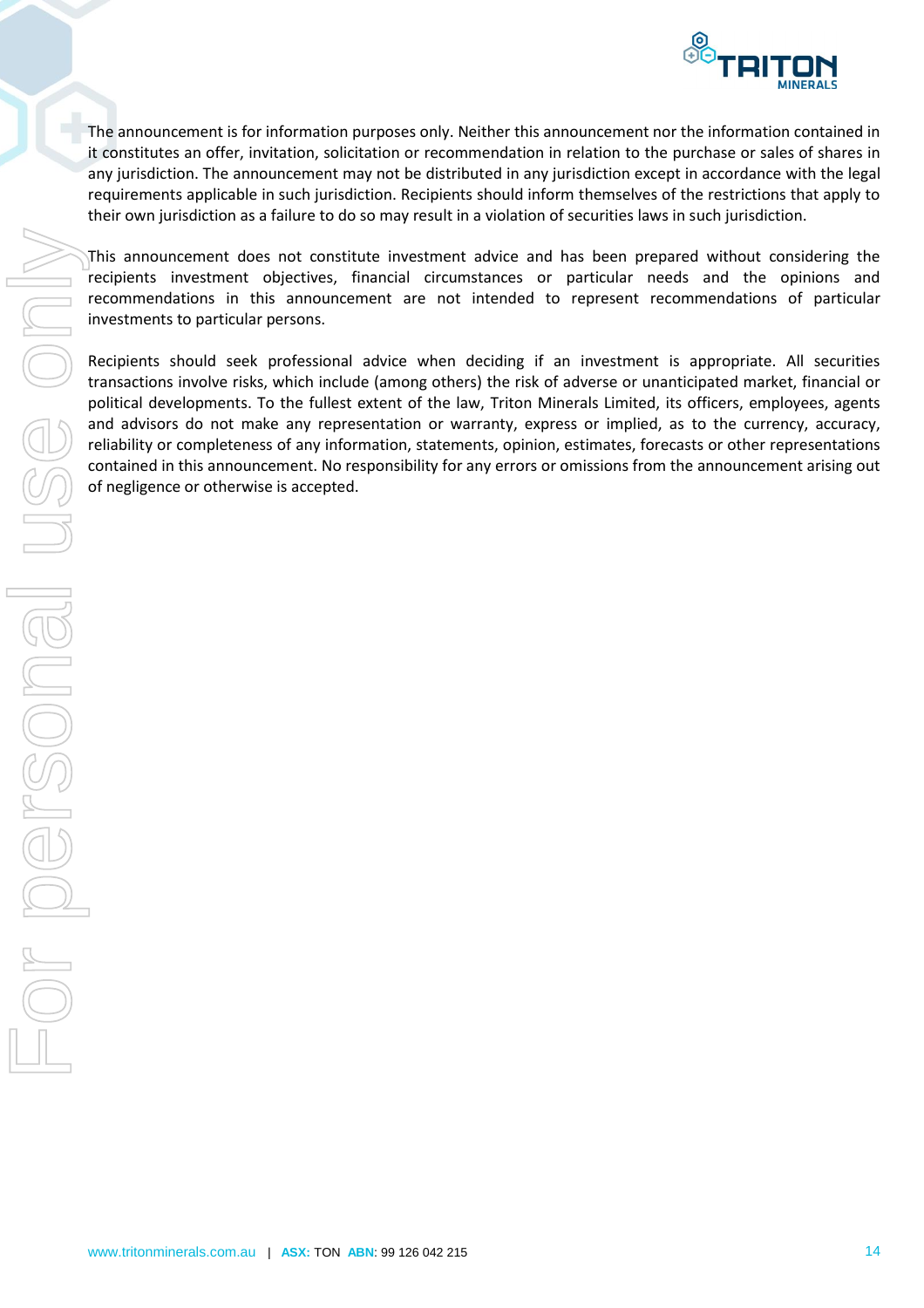The announcement is for information purposes only. Neither this announcement nor the information contained in it constitutes an offer, invitation, solicitation or recommendation in relation to the purchase or sales of shares in any jurisdiction. The announcement may not be distributed in any jurisdiction except in accordance with the legal requirements applicable in such jurisdiction. Recipients should inform themselves of the restrictions that apply to their own jurisdiction as a failure to do so may result in a violation of securities laws in such jurisdiction.

This announcement does not constitute investment advice and has been prepared without considering the recipients investment objectives, financial circumstances or particular needs and the opinions and recommendations in this announcement are not intended to represent recommendations of particular investments to particular persons.

Recipients should seek professional advice when deciding if an investment is appropriate. All securities transactions involve risks, which include (among others) the risk of adverse or unanticipated market, financial or political developments. To the fullest extent of the law, Triton Minerals Limited, its officers, employees, agents and advisors do not make any representation or warranty, express or implied, as to the currency, accuracy, reliability or completeness of any information, statements, opinion, estimates, forecasts or other representations contained in this announcement. No responsibility for any errors or omissions from the announcement arising out of negligence or otherwise is accepted.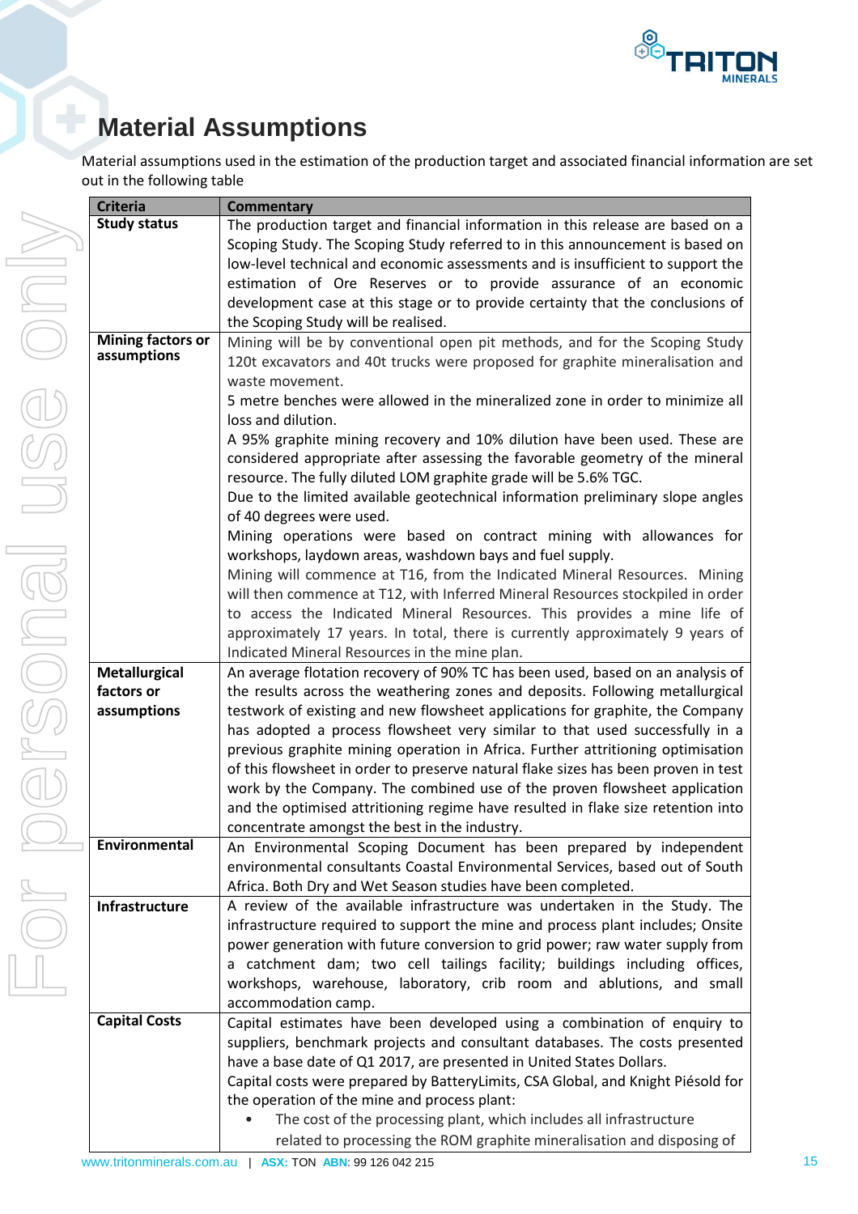# Material Assumptions

Material assumptions used in the estimation of the production target and associated financial information are set out in the following table

| Criteria | Commentary |
|---|---|
| **Study status** | The production target and financial information in this release are based on a Scoping Study. The Scoping Study referred to in this announcement is based on low-level technical and economic assessments and is insufficient to support the estimation of Ore Reserves or to provide assurance of an economic development case at this stage or to provide certainty that the conclusions of the Scoping Study will be realised. |
| **Mining factors or assumptions** | Mining will be by conventional open pit methods, and for the Scoping Study 120t excavators and 40t trucks were proposed for graphite mineralisation and waste movement.<br>5 metre benches were allowed in the mineralized zone in order to minimize all loss and dilution.<br>A 95% graphite mining recovery and 10% dilution have been used. These are considered appropriate after assessing the favorable geometry of the mineral resource. The fully diluted LOM graphite grade will be 5.6% TGC.<br>Due to the limited available geotechnical information preliminary slope angles of 40 degrees were used.<br>Mining operations were based on contract mining with allowances for workshops, laydown areas, washdown bays and fuel supply.<br>Mining will commence at T16, from the Indicated Mineral Resources. Mining will then commence at T12, with Inferred Mineral Resources stockpiled in order to access the Indicated Mineral Resources. This provides a mine life of approximately 17 years. In total, there is currently approximately 9 years of Indicated Mineral Resources in the mine plan. |
| **Metallurgical factors or assumptions** | An average flotation recovery of 90% TC has been used, based on an analysis of the results across the weathering zones and deposits. Following metallurgical testwork of existing and new flowsheet applications for graphite, the Company has adopted a process flowsheet very similar to that used successfully in a previous graphite mining operation in Africa. Further attritioning optimisation of this flowsheet in order to preserve natural flake sizes has been proven in test work by the Company. The combined use of the proven flowsheet application and the optimised attritioning regime have resulted in flake size retention into concentrate amongst the best in the industry. |
| **Environmental** | An Environmental Scoping Document has been prepared by independent environmental consultants Coastal Environmental Services, based out of South Africa. Both Dry and Wet Season studies have been completed. |
| **Infrastructure** | A review of the available infrastructure was undertaken in the Study. The infrastructure required to support the mine and process plant includes; Onsite power generation with future conversion to grid power; raw water supply from a catchment dam; two cell tailings facility; buildings including offices, workshops, warehouse, laboratory, crib room and ablutions, and small accommodation camp. |
| **Capital Costs** | Capital estimates have been developed using a combination of enquiry to suppliers, benchmark projects and consultant databases. The costs presented have a base date of Q1 2017, are presented in United States Dollars.<br>Capital costs were prepared by BatteryLimits, CSA Global, and Knight Piésold for the operation of the mine and process plant:<br>• The cost of the processing plant, which includes all infrastructure related to processing the ROM graphite mineralisation and disposing of |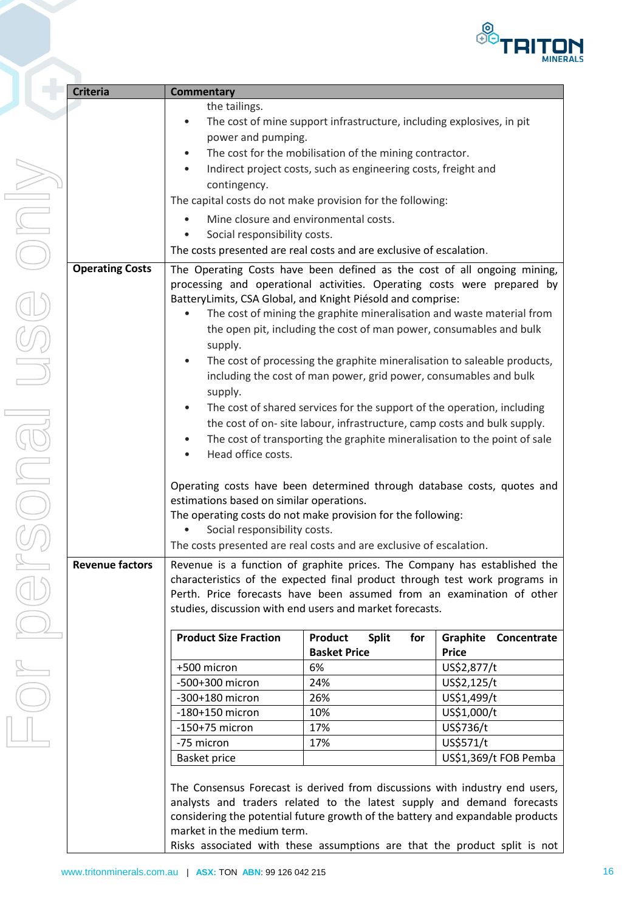| Criteria | Commentary |
|---|---|
| | the tailings.<br>• The cost of mine support infrastructure, including explosives, in pit power and pumping.<br>• The cost for the mobilisation of the mining contractor.<br>• Indirect project costs, such as engineering costs, freight and contingency.<br>The capital costs do not make provision for the following:<br>• Mine closure and environmental costs.<br>• Social responsibility costs.<br>The costs presented are real costs and are exclusive of escalation. |
| **Operating Costs** | The Operating Costs have been defined as the cost of all ongoing mining, processing and operational activities. Operating costs were prepared by BatteryLimits, CSA Global, and Knight Piésold and comprise:<br>• The cost of mining the graphite mineralisation and waste material from the open pit, including the cost of man power, consumables and bulk supply.<br>• The cost of processing the graphite mineralisation to saleable products, including the cost of man power, grid power, consumables and bulk supply.<br>• The cost of shared services for the support of the operation, including the cost of on- site labour, infrastructure, camp costs and bulk supply.<br>• The cost of transporting the graphite mineralisation to the point of sale<br>• Head office costs.<br><br>Operating costs have been determined through database costs, quotes and estimations based on similar operations.<br>The operating costs do not make provision for the following:<br>• Social responsibility costs.<br>The costs presented are real costs and are exclusive of escalation. |
| **Revenue factors** | Revenue is a function of graphite prices. The Company has established the characteristics of the expected final product through test work programs in Perth. Price forecasts have been assumed from an examination of other studies, discussion with end users and market forecasts.<br><br>**Product Size Fraction** / **Product Split for Basket Price** / **Graphite Concentrate Price**:<br>+500 micron / 6% / US$2,877/t<br>-500+300 micron / 24% / US$2,125/t<br>-300+180 micron / 26% / US$1,499/t<br>-180+150 micron / 10% / US$1,000/t<br>-150+75 micron / 17% / US$736/t<br>-75 micron / 17% / US$571/t<br>Basket price / / US$1,369/t FOB Pemba<br><br>The Consensus Forecast is derived from discussions with industry end users, analysts and traders related to the latest supply and demand forecasts considering the potential future growth of the battery and expandable products market in the medium term.<br>Risks associated with these assumptions are that the product split is not |

| Product Size Fraction | Product Split for Basket Price | Graphite Concentrate Price |
|---|---|---|
| +500 micron | 6% | US$2,877/t |
| -500+300 micron | 24% | US$2,125/t |
| -300+180 micron | 26% | US$1,499/t |
| -180+150 micron | 10% | US$1,000/t |
| -150+75 micron | 17% | US$736/t |
| -75 micron | 17% | US$571/t |
| Basket price | | US$1,369/t FOB Pemba |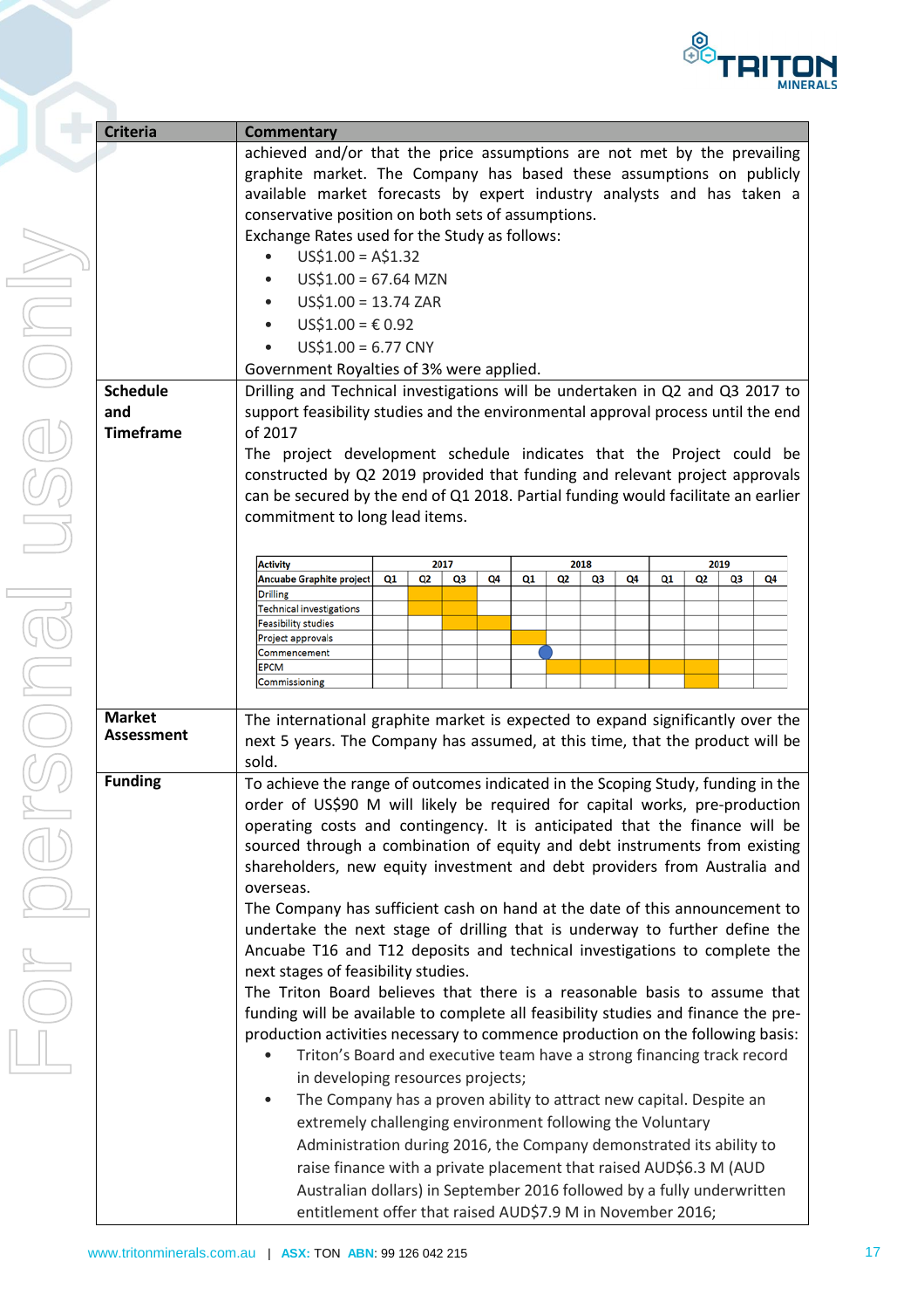| Criteria | Commentary |
|---|---|
| | achieved and/or that the price assumptions are not met by the prevailing graphite market. The Company has based these assumptions on publicly available market forecasts by expert industry analysts and has taken a conservative position on both sets of assumptions.<br>Exchange Rates used for the Study as follows:<br>• US$1.00 = A$1.32<br>• US$1.00 = 67.64 MZN<br>• US$1.00 = 13.74 ZAR<br>• US$1.00 = € 0.92<br>• US$1.00 = 6.77 CNY<br>Government Royalties of 3% were applied. |
| **Schedule and Timeframe** | Drilling and Technical investigations will be undertaken in Q2 and Q3 2017 to support feasibility studies and the environmental approval process until the end of 2017<br>The project development schedule indicates that the Project could be constructed by Q2 2019 provided that funding and relevant project approvals can be secured by the end of Q1 2018. Partial funding would facilitate an earlier commitment to long lead items. |

| Activity | 2017 | | | | 2018 | | | | 2019 | | | |
|---|---|---|---|---|---|---|---|---|---|---|---|---|
| Ancuabe Graphite project | Q1 | Q2 | Q3 | Q4 | Q1 | Q2 | Q3 | Q4 | Q1 | Q2 | Q3 | Q4 |
| Drilling | | ■ | ■ | | | | | | | | | |
| Technical investigations | | ■ | ■ | | | | | | | | | |
| Feasibility studies | | | ■ | ■ | | | | | | | | |
| Project approvals | | | | | ■ | | | | | | | |
| Commencement | | | | | | ● | | | | | | |
| EPCM | | | | | | ■ | ■ | ■ | ■ | ■ | | |
| Commissioning | | | | | | | | | | ■ | | |

| Criteria | Commentary |
|---|---|
| **Market Assessment** | The international graphite market is expected to expand significantly over the next 5 years. The Company has assumed, at this time, that the product will be sold. |
| **Funding** | To achieve the range of outcomes indicated in the Scoping Study, funding in the order of US$90 M will likely be required for capital works, pre-production operating costs and contingency. It is anticipated that the finance will be sourced through a combination of equity and debt instruments from existing shareholders, new equity investment and debt providers from Australia and overseas.<br>The Company has sufficient cash on hand at the date of this announcement to undertake the next stage of drilling that is underway to further define the Ancuabe T16 and T12 deposits and technical investigations to complete the next stages of feasibility studies.<br>The Triton Board believes that there is a reasonable basis to assume that funding will be available to complete all feasibility studies and finance the pre-production activities necessary to commence production on the following basis:<br>• Triton's Board and executive team have a strong financing track record in developing resources projects;<br>• The Company has a proven ability to attract new capital. Despite an extremely challenging environment following the Voluntary Administration during 2016, the Company demonstrated its ability to raise finance with a private placement that raised AUD$6.3 M (AUD Australian dollars) in September 2016 followed by a fully underwritten entitlement offer that raised AUD$7.9 M in November 2016; |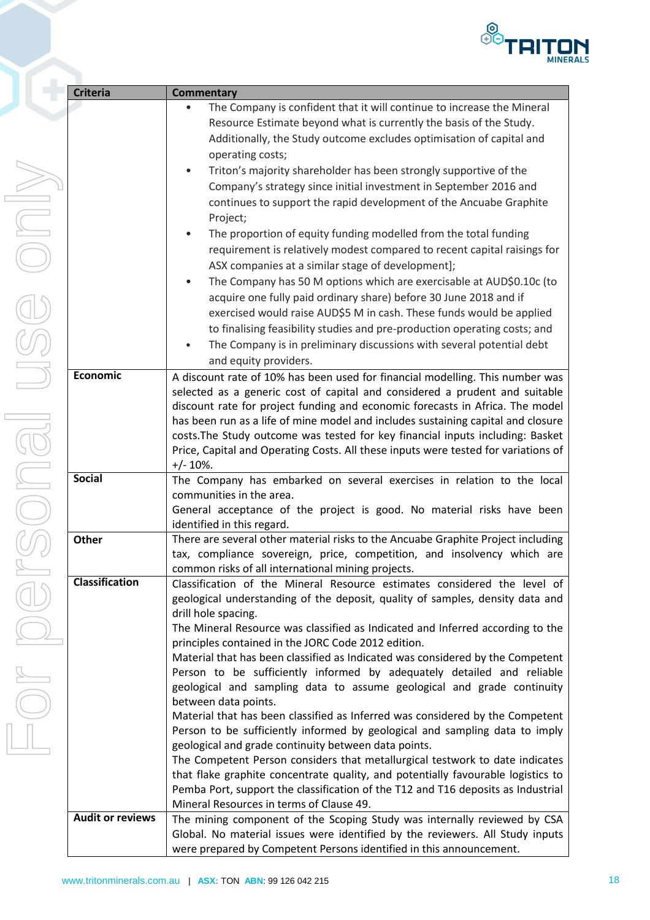| Criteria | Commentary |
|---|---|
| | • The Company is confident that it will continue to increase the Mineral Resource Estimate beyond what is currently the basis of the Study. Additionally, the Study outcome excludes optimisation of capital and operating costs;<br>• Triton's majority shareholder has been strongly supportive of the Company's strategy since initial investment in September 2016 and continues to support the rapid development of the Ancuabe Graphite Project;<br>• The proportion of equity funding modelled from the total funding requirement is relatively modest compared to recent capital raisings for ASX companies at a similar stage of development];<br>• The Company has 50 M options which are exercisable at AUD$0.10c (to acquire one fully paid ordinary share) before 30 June 2018 and if exercised would raise AUD$5 M in cash. These funds would be applied to finalising feasibility studies and pre-production operating costs; and<br>• The Company is in preliminary discussions with several potential debt and equity providers. |
| **Economic** | A discount rate of 10% has been used for financial modelling. This number was selected as a generic cost of capital and considered a prudent and suitable discount rate for project funding and economic forecasts in Africa. The model has been run as a life of mine model and includes sustaining capital and closure costs.The Study outcome was tested for key financial inputs including: Basket Price, Capital and Operating Costs. All these inputs were tested for variations of +/- 10%. |
| **Social** | The Company has embarked on several exercises in relation to the local communities in the area.<br>General acceptance of the project is good. No material risks have been identified in this regard. |
| **Other** | There are several other material risks to the Ancuabe Graphite Project including tax, compliance sovereign, price, competition, and insolvency which are common risks of all international mining projects. |
| **Classification** | Classification of the Mineral Resource estimates considered the level of geological understanding of the deposit, quality of samples, density data and drill hole spacing.<br>The Mineral Resource was classified as Indicated and Inferred according to the principles contained in the JORC Code 2012 edition.<br>Material that has been classified as Indicated was considered by the Competent Person to be sufficiently informed by adequately detailed and reliable geological and sampling data to assume geological and grade continuity between data points.<br>Material that has been classified as Inferred was considered by the Competent Person to be sufficiently informed by geological and sampling data to imply geological and grade continuity between data points.<br>The Competent Person considers that metallurgical testwork to date indicates that flake graphite concentrate quality, and potentially favourable logistics to Pemba Port, support the classification of the T12 and T16 deposits as Industrial Mineral Resources in terms of Clause 49. |
| **Audit or reviews** | The mining component of the Scoping Study was internally reviewed by CSA Global. No material issues were identified by the reviewers. All Study inputs were prepared by Competent Persons identified in this announcement. |